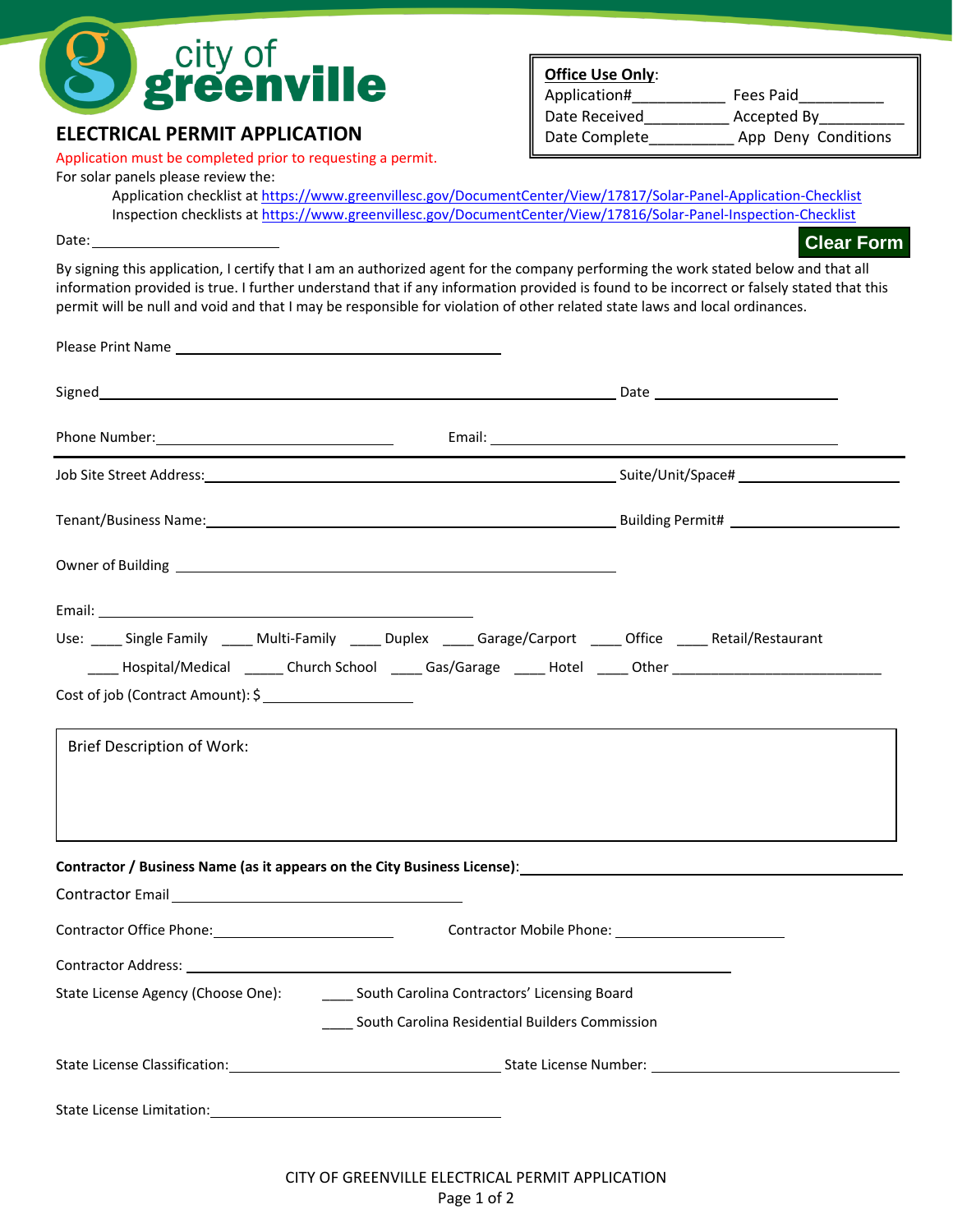city of greenville

# ELECTRICAL PERMIT APPLICATION

**Office Use Only**:
Application#__________ Fees Paid__________
Date Received__________ Accepted By__________
Date Complete__________ App Deny Conditions

Application must be completed prior to requesting a permit.

For solar panels please review the:

Application checklist at https://www.greenvillesc.gov/DocumentCenter/View/17817/Solar-Panel-Application-Checklist
Inspection checklists at https://www.greenvillesc.gov/DocumentCenter/View/17816/Solar-Panel-Inspection-Checklist

Date: ____________________

Clear Form

By signing this application, I certify that I am an authorized agent for the company performing the work stated below and that all information provided is true. I further understand that if any information provided is found to be incorrect or falsely stated that this permit will be null and void and that I may be responsible for violation of other related state laws and local ordinances.

Please Print Name ______________________________

Signed______________________________ Date ____________________

Phone Number:____________________ Email: ______________________________

---

Job Site Street Address:______________________________ Suite/Unit/Space# ____________________

Tenant/Business Name:______________________________ Building Permit# ____________________

Owner of Building ______________________________

Email: ______________________________

Use: ____ Single Family ____ Multi-Family ____ Duplex ____ Garage/Carport ____ Office ____ Retail/Restaurant
____ Hospital/Medical _____ Church School ____ Gas/Garage ____ Hotel ____ Other ____________________

Cost of job (Contract Amount): $ ____________________

Brief Description of Work:

**Contractor / Business Name (as it appears on the City Business License)**: ______________________________

Contractor Email ______________________________

Contractor Office Phone:____________________ Contractor Mobile Phone: ____________________

Contractor Address: ______________________________

State License Agency (Choose One): ____ South Carolina Contractors' Licensing Board
____ South Carolina Residential Builders Commission

State License Classification:____________________ State License Number: ____________________

State License Limitation:____________________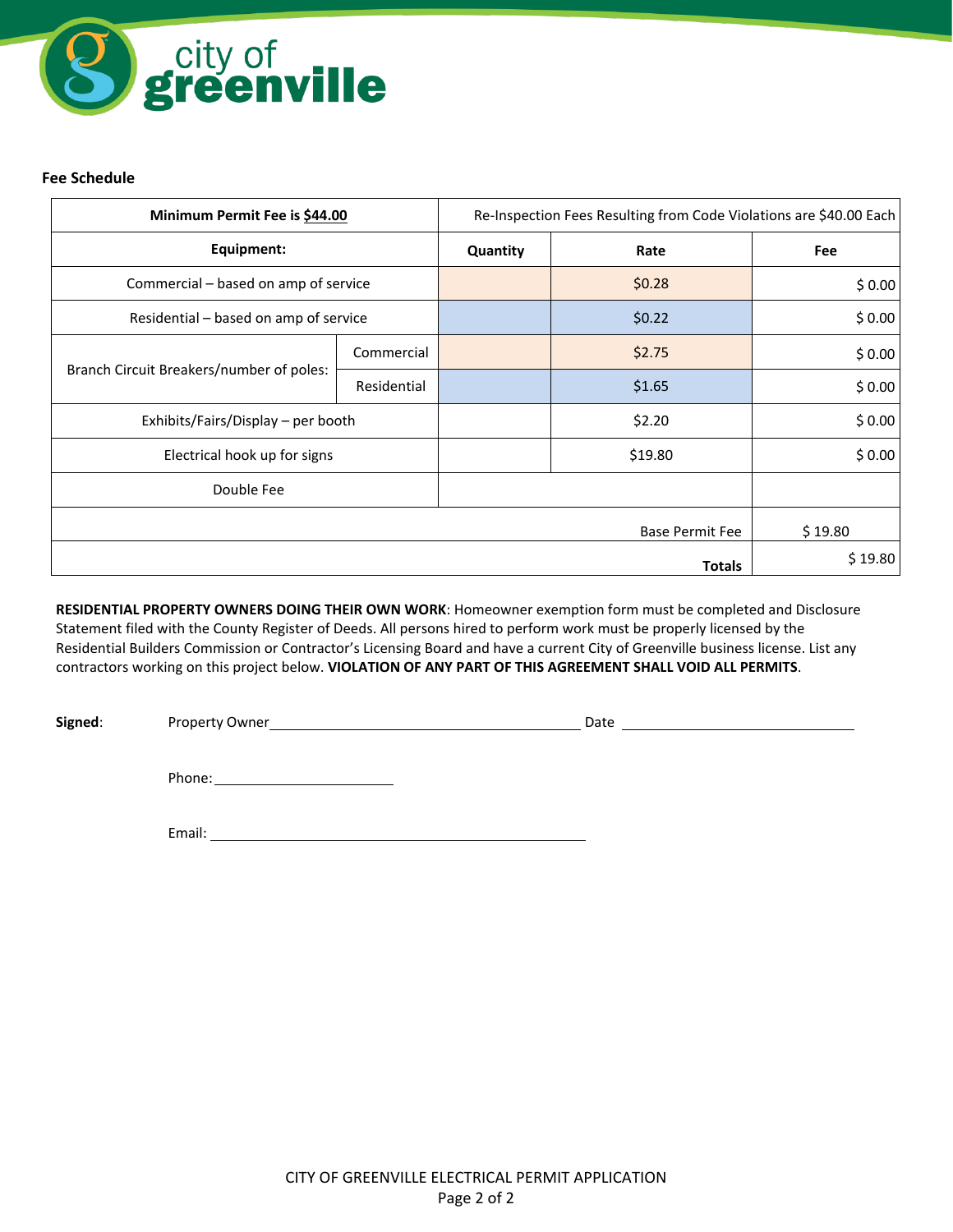city of greenville

**Fee Schedule**

| **Minimum Permit Fee is $44.00** | | Re-Inspection Fees Resulting from Code Violations are $40.00 Each | | |
|---|---|---|---|---|
| **Equipment:** | | **Quantity** | **Rate** | **Fee** |
| Commercial – based on amp of service | | | $0.28 | $ 0.00 |
| Residential – based on amp of service | | | $0.22 | $ 0.00 |
| Branch Circuit Breakers/number of poles: | Commercial | | $2.75 | $ 0.00 |
| | Residential | | $1.65 | $ 0.00 |
| Exhibits/Fairs/Display – per booth | | | $2.20 | $ 0.00 |
| Electrical hook up for signs | | | $19.80 | $ 0.00 |
| Double Fee | | | | |
| | | | Base Permit Fee | $ 19.80 |
| | | | **Totals** | $ 19.80 |

**RESIDENTIAL PROPERTY OWNERS DOING THEIR OWN WORK**: Homeowner exemption form must be completed and Disclosure Statement filed with the County Register of Deeds. All persons hired to perform work must be properly licensed by the Residential Builders Commission or Contractor's Licensing Board and have a current City of Greenville business license. List any contractors working on this project below. **VIOLATION OF ANY PART OF THIS AGREEMENT SHALL VOID ALL PERMITS**.

**Signed**: Property Owner\_\_\_\_\_\_\_\_\_\_\_\_\_\_\_\_\_\_\_\_\_\_\_\_\_\_\_\_ Date \_\_\_\_\_\_\_\_\_\_\_\_\_\_\_\_\_\_\_\_

Phone: \_\_\_\_\_\_\_\_\_\_\_\_\_\_\_\_\_\_

Email: \_\_\_\_\_\_\_\_\_\_\_\_\_\_\_\_\_\_\_\_\_\_\_\_\_\_\_\_\_\_\_\_\_\_\_\_

CITY OF GREENVILLE ELECTRICAL PERMIT APPLICATION